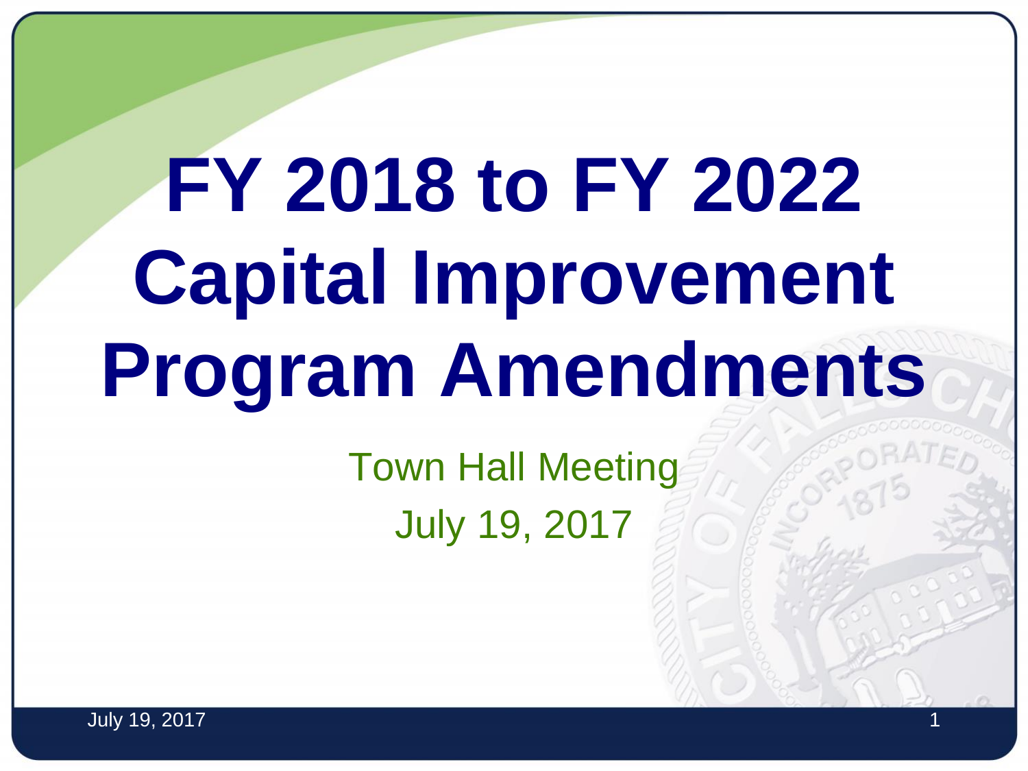# FY 2018 to FY 2022 Capital Improvement Program Amendments

Town Hall Meeting

July 19, 2017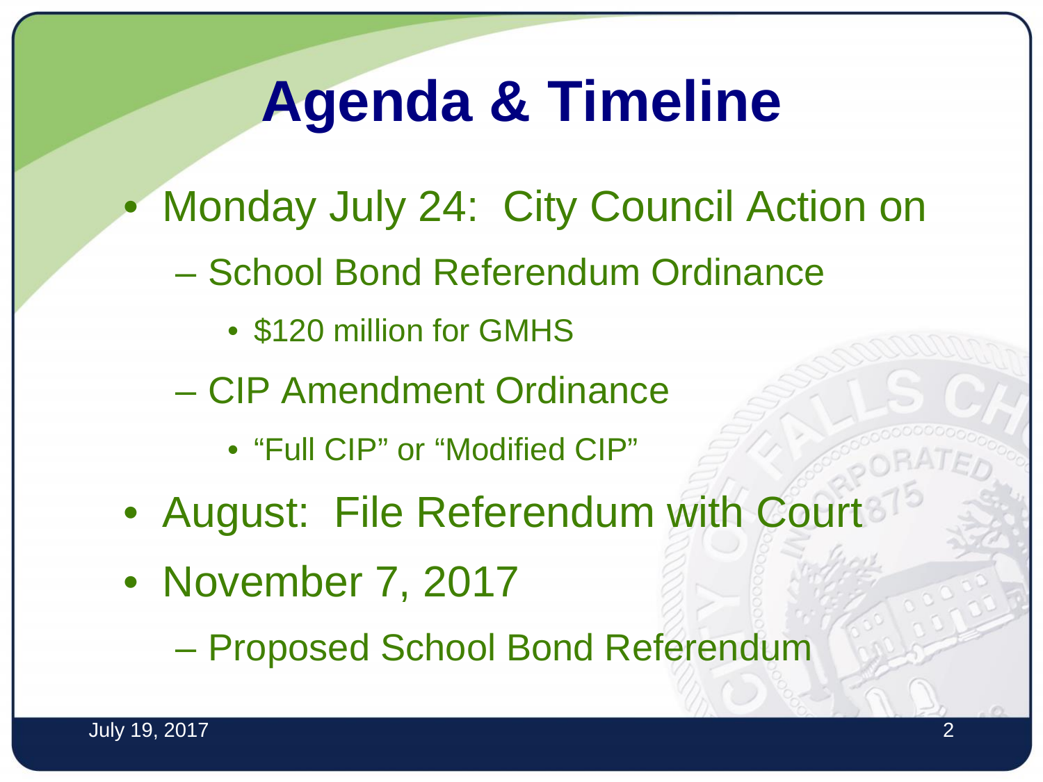# Agenda & Timeline

- Monday July 24: City Council Action on
  - School Bond Referendum Ordinance
    - $120 million for GMHS
  - CIP Amendment Ordinance
    - “Full CIP” or “Modified CIP”
- August: File Referendum with Court
- November 7, 2017
  - Proposed School Bond Referendum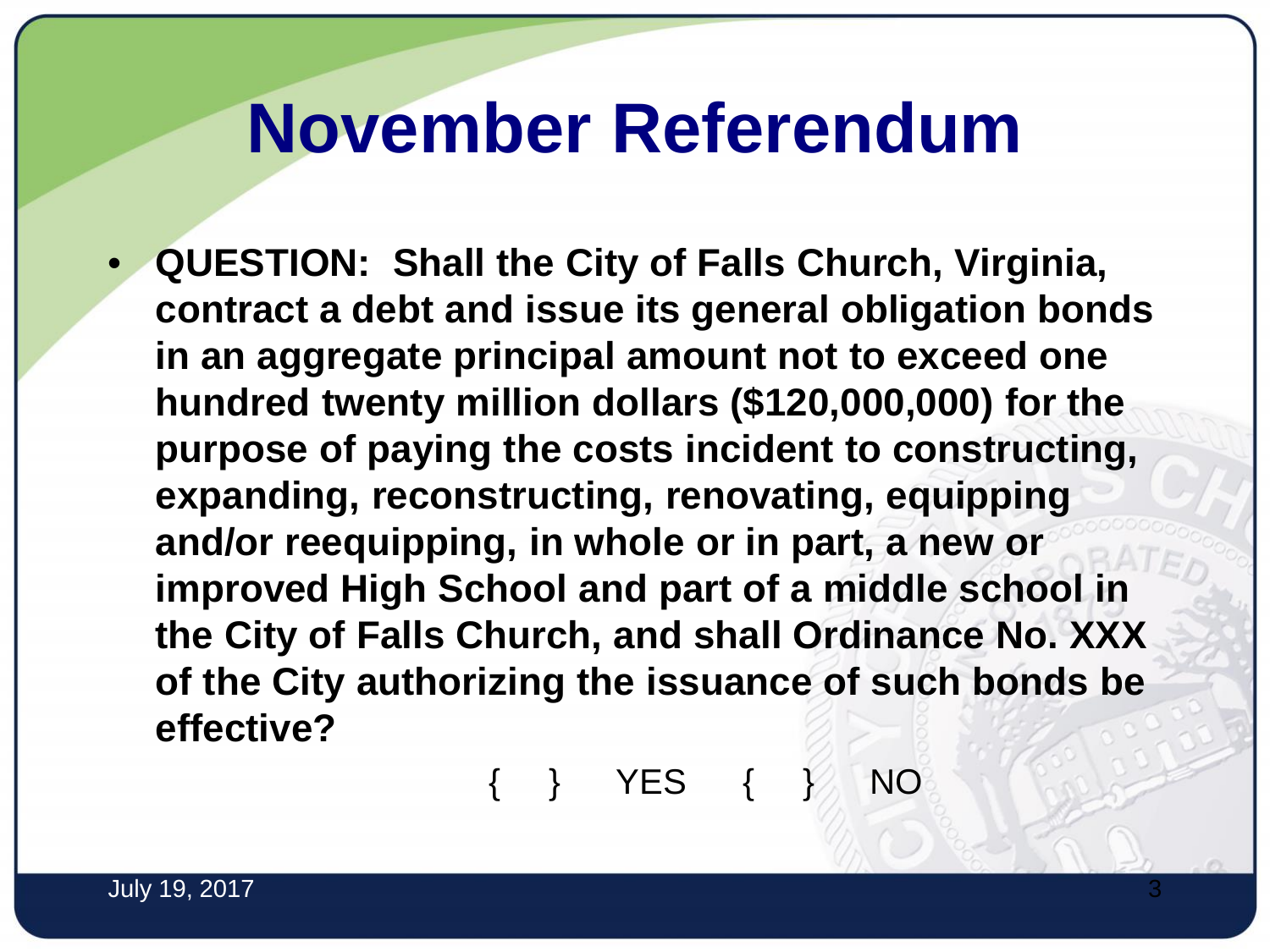# November Referendum

- **QUESTION: Shall the City of Falls Church, Virginia, contract a debt and issue its general obligation bonds in an aggregate principal amount not to exceed one hundred twenty million dollars ($120,000,000) for the purpose of paying the costs incident to constructing, expanding, reconstructing, renovating, equipping and/or reequipping, in whole or in part, a new or improved High School and part of a middle school in the City of Falls Church, and shall Ordinance No. XXX of the City authorizing the issuance of such bonds be effective?**

{ } YES { } NO

July 19, 2017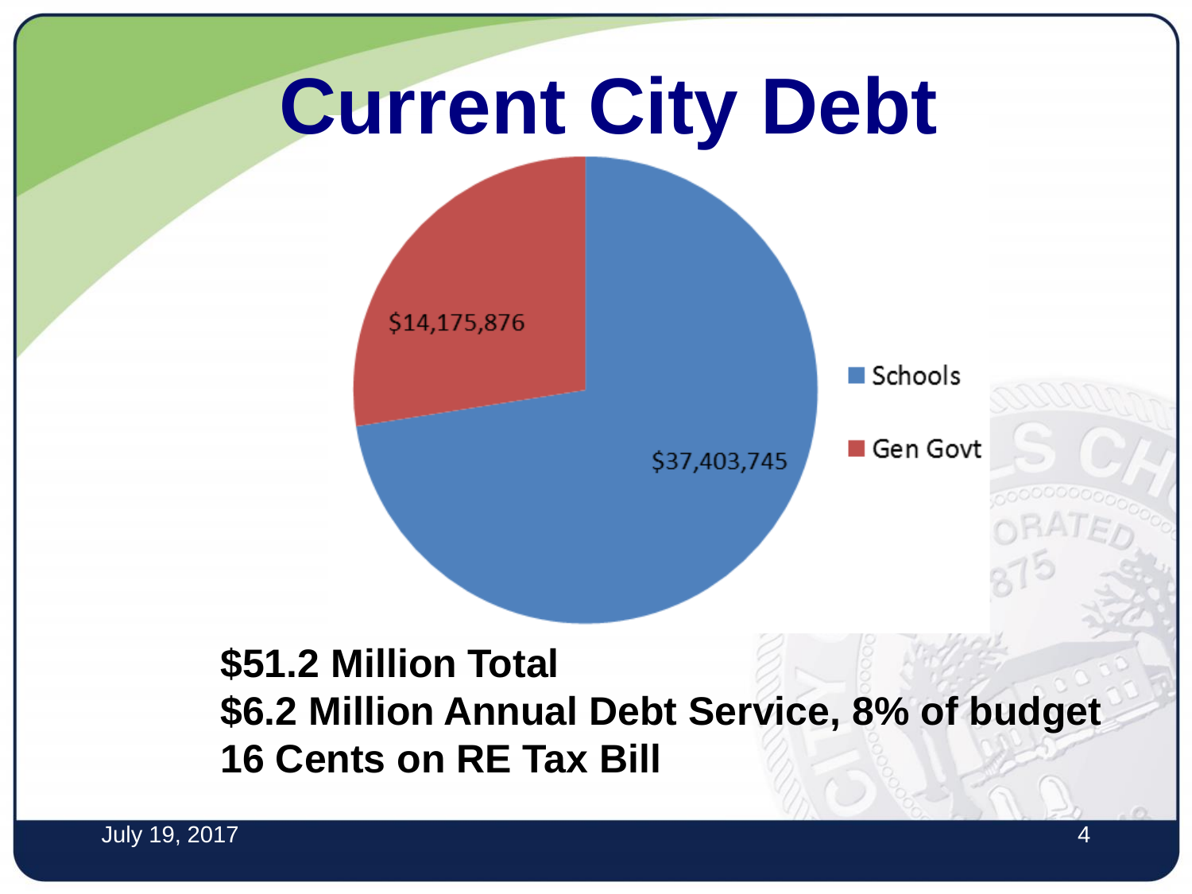# Current City Debt

| Category | Amount |
| --- | --- |
| Schools | $37,403,745 |
| Gen Govt | $14,175,876 |

**$51.2 Million Total**
**$6.2 Million Annual Debt Service, 8% of budget**
**16 Cents on RE Tax Bill**

July 19, 2017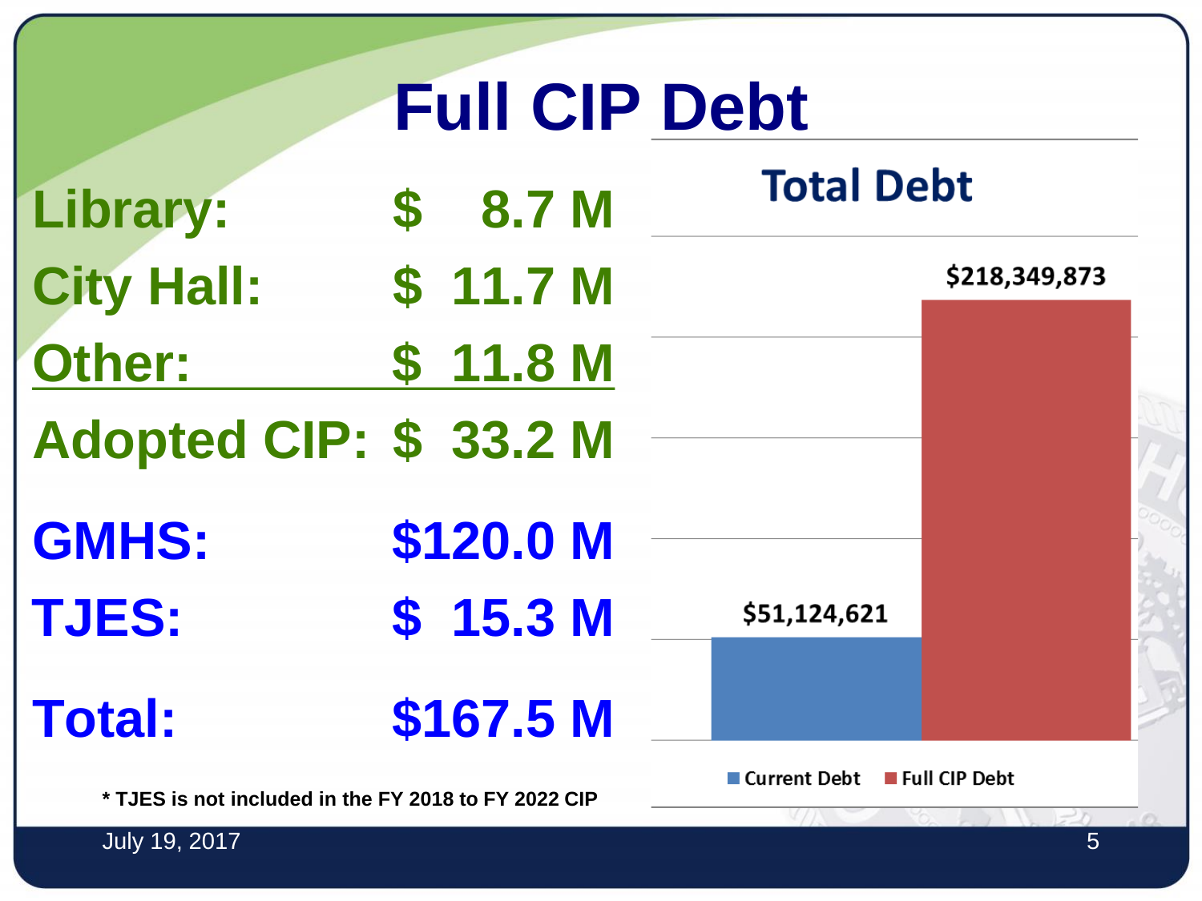# Full CIP Debt

| | |
|---|---|
| Library: | $ 8.7 M |
| City Hall: | $ 11.7 M |
| Other: | $ 11.8 M |
| **Adopted CIP:** | **$ 33.2 M** |
| GMHS: | $120.0 M |
| TJES: | $ 15.3 M |
| **Total:** | **$167.5 M** |

\* TJES is not included in the FY 2018 to FY 2022 CIP

**Total Debt**

| | Amount |
|---|---|
| Current Debt | $51,124,621 |
| Full CIP Debt | $218,349,873 |

July 19, 2017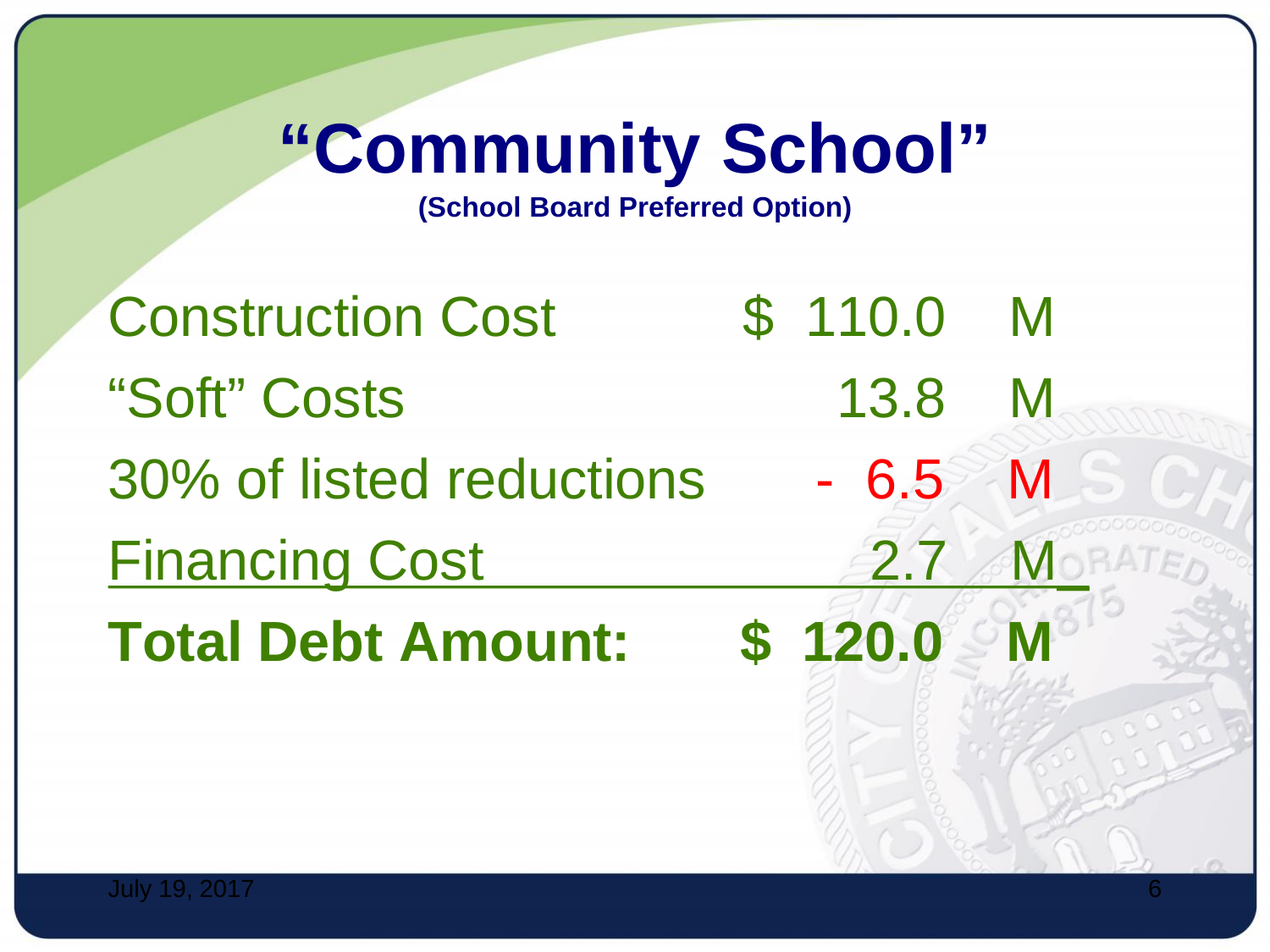# "Community School"

**(School Board Preferred Option)**

| | | |
|---|---|---|
| Construction Cost | $ 110.0 | M |
| "Soft" Costs | 13.8 | M |
| 30% of listed reductions | - 6.5 | M |
| Financing Cost | 2.7 | M |
| **Total Debt Amount:** | **$ 120.0** | **M** |

July 19, 2017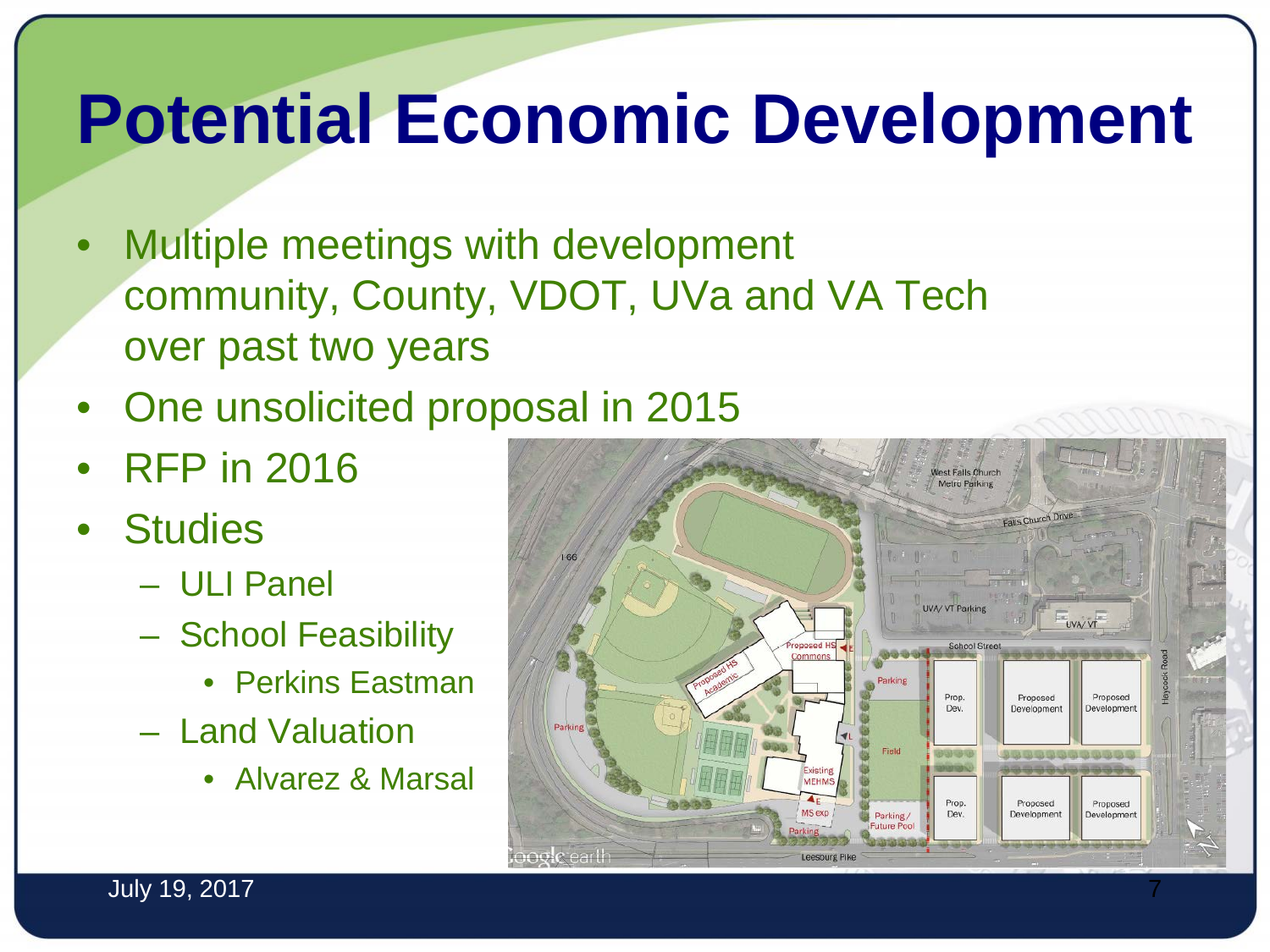# Potential Economic Development

- Multiple meetings with development community, County, VDOT, UVa and VA Tech over past two years
- One unsolicited proposal in 2015
- RFP in 2016
- Studies
  - ULI Panel
  - School Feasibility
    - Perkins Eastman
  - Land Valuation
    - Alvarez & Marsal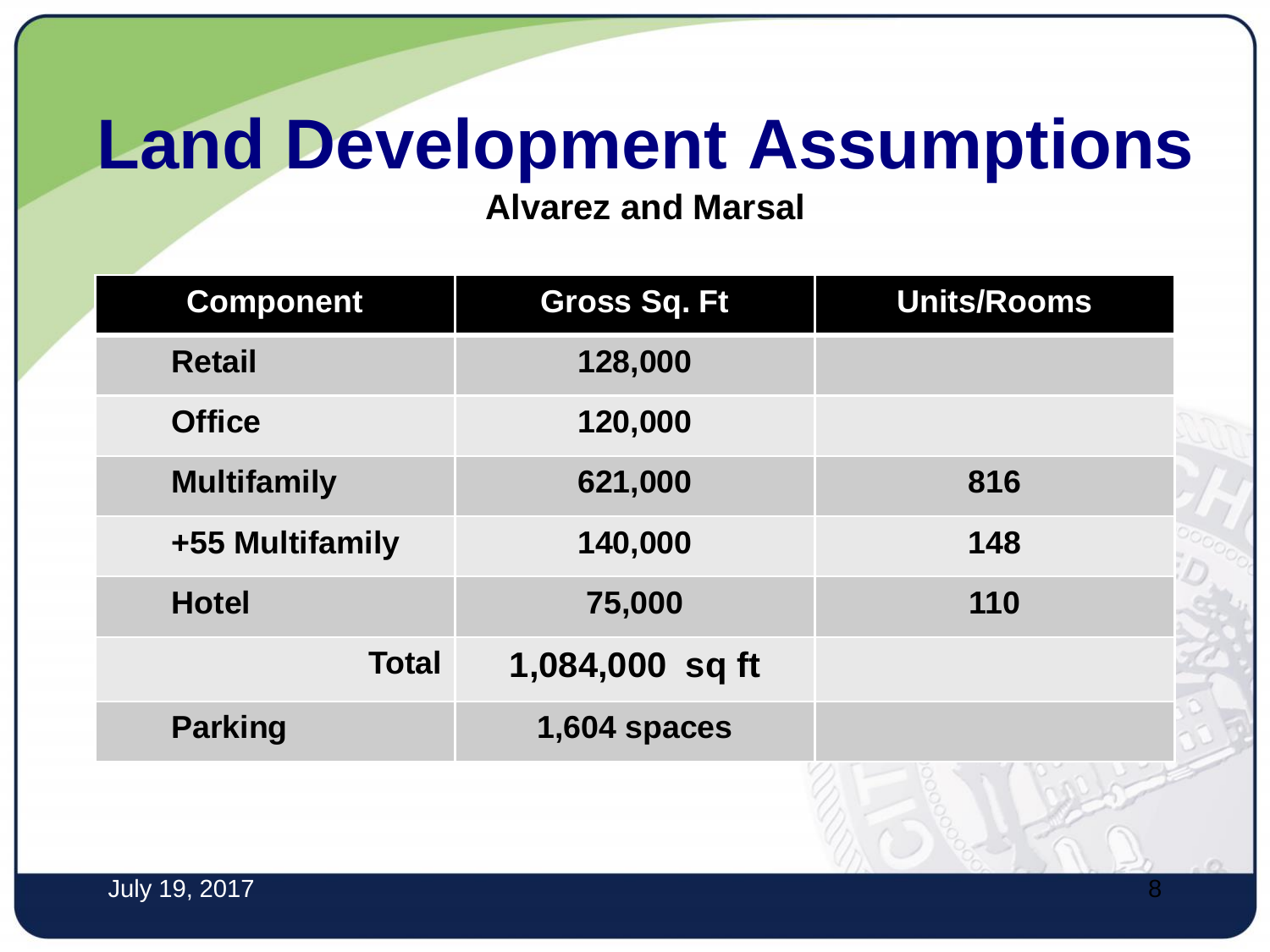# Land Development Assumptions

**Alvarez and Marsal**

| Component | Gross Sq. Ft | Units/Rooms |
|---|---|---|
| Retail | 128,000 | |
| Office | 120,000 | |
| Multifamily | 621,000 | 816 |
| +55 Multifamily | 140,000 | 148 |
| Hotel | 75,000 | 110 |
| Total | 1,084,000 sq ft | |
| Parking | 1,604 spaces | |

July 19, 2017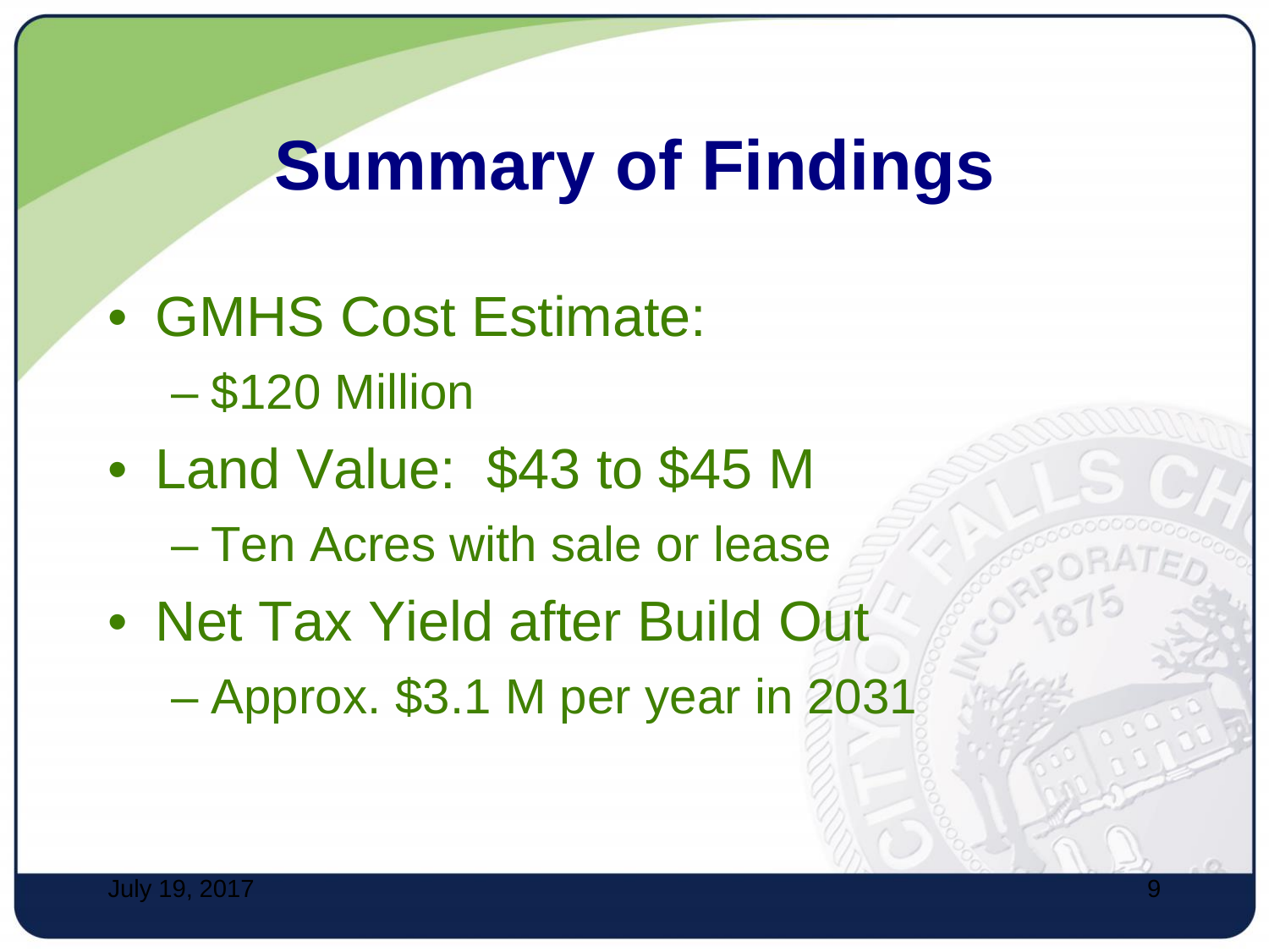# Summary of Findings

- GMHS Cost Estimate:
  - $120 Million
- Land Value: $43 to $45 M
  - Ten Acres with sale or lease
- Net Tax Yield after Build Out
  - Approx. $3.1 M per year in 2031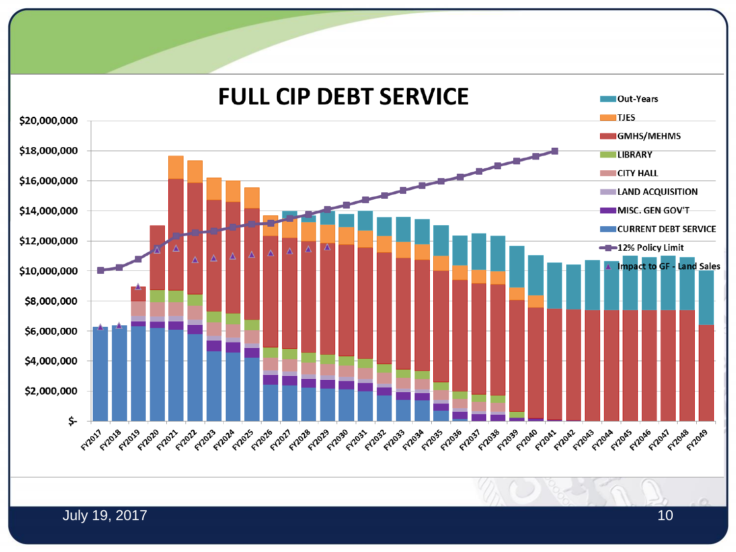# FULL CIP DEBT SERVICE

Legend: Out-Years; TJES; GMHS/MEHMS; LIBRARY; CITY HALL; LAND ACQUISITION; MISC. GEN GOV'T; CURRENT DEBT SERVICE; 12% Policy Limit; Impact to GF - Land Sales

Y-axis: $-, $2,000,000, $4,000,000, $6,000,000, $8,000,000, $10,000,000, $12,000,000, $14,000,000, $16,000,000, $18,000,000, $20,000,000

X-axis: FY2017, FY2018, FY2019, FY2020, FY2021, FY2022, FY2023, FY2024, FY2025, FY2026, FY2027, FY2028, FY2029, FY2030, FY2031, FY2032, FY2033, FY2034, FY2035, FY2036, FY2037, FY2038, FY2039, FY2040, FY2041, FY2042, FY2043, FY2044, FY2045, FY2046, FY2047, FY2048, FY2049

July 19, 2017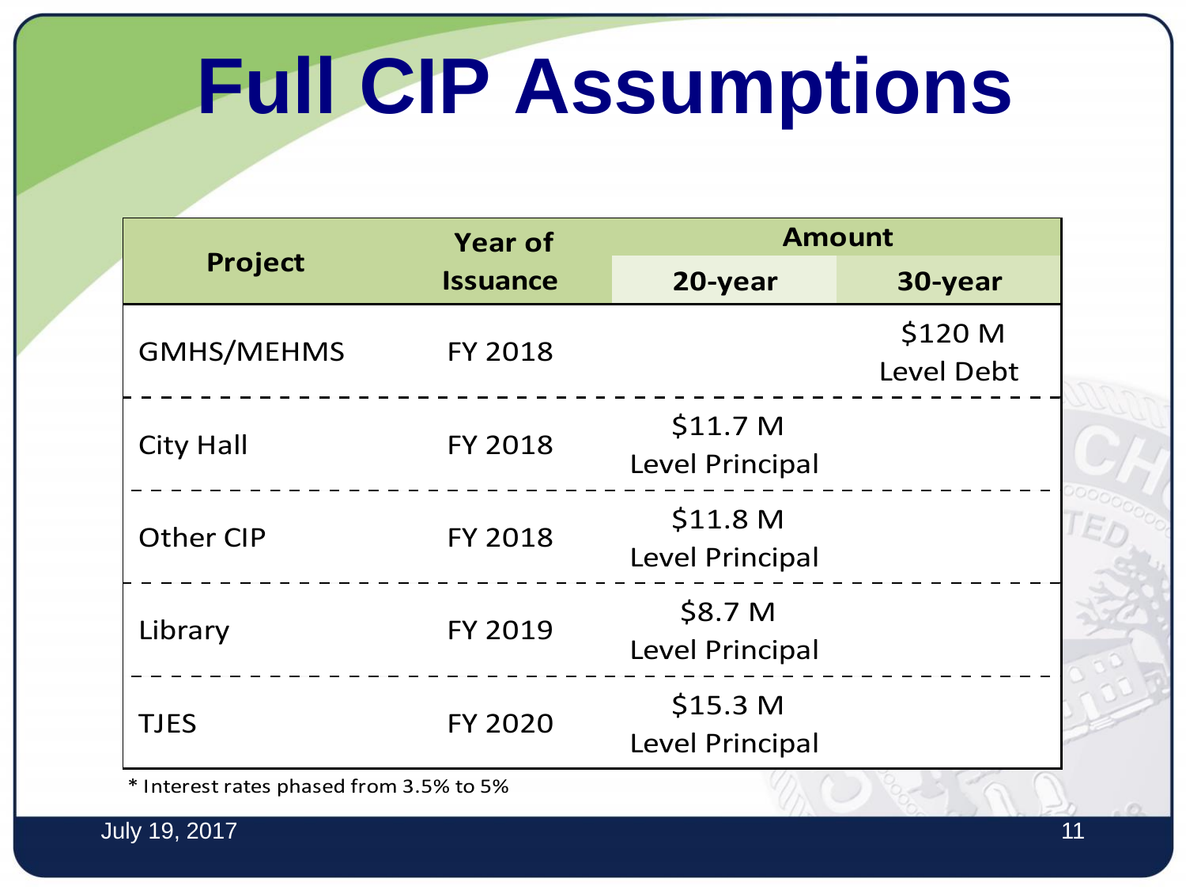# Full CIP Assumptions

| Project | Year of Issuance | Amount | |
|---|---|---|---|
| | | 20-year | 30-year |
| GMHS/MEHMS | FY 2018 | | $120 M Level Debt |
| City Hall | FY 2018 | $11.7 M Level Principal | |
| Other CIP | FY 2018 | $11.8 M Level Principal | |
| Library | FY 2019 | $8.7 M Level Principal | |
| TJES | FY 2020 | $15.3 M Level Principal | |

* Interest rates phased from 3.5% to 5%

July 19, 2017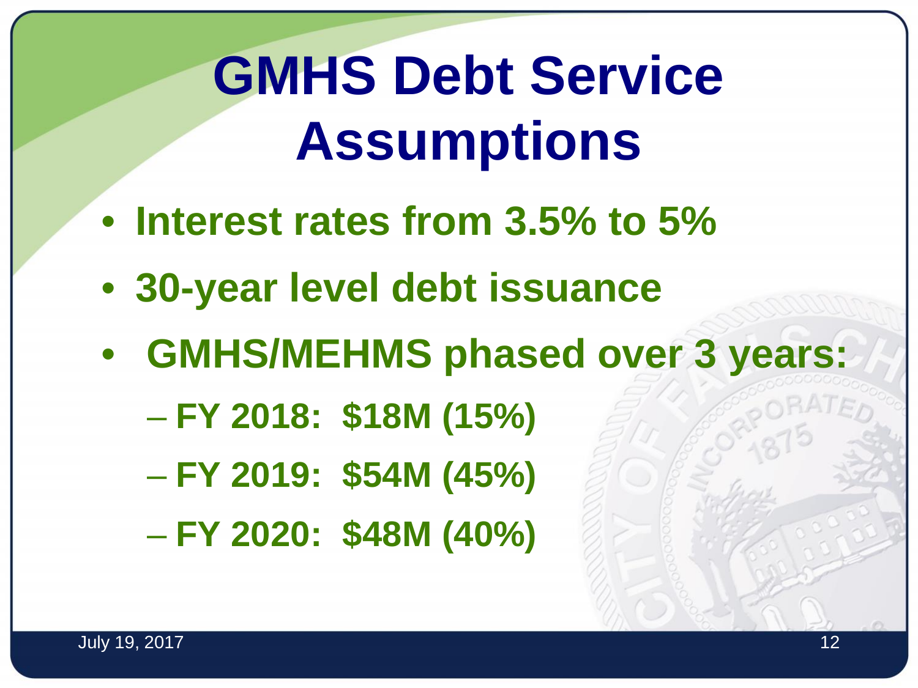# GMHS Debt Service Assumptions

- Interest rates from 3.5% to 5%
- 30-year level debt issuance
- GMHS/MEHMS phased over 3 years:
  - FY 2018: $18M (15%)
  - FY 2019: $54M (45%)
  - FY 2020: $48M (40%)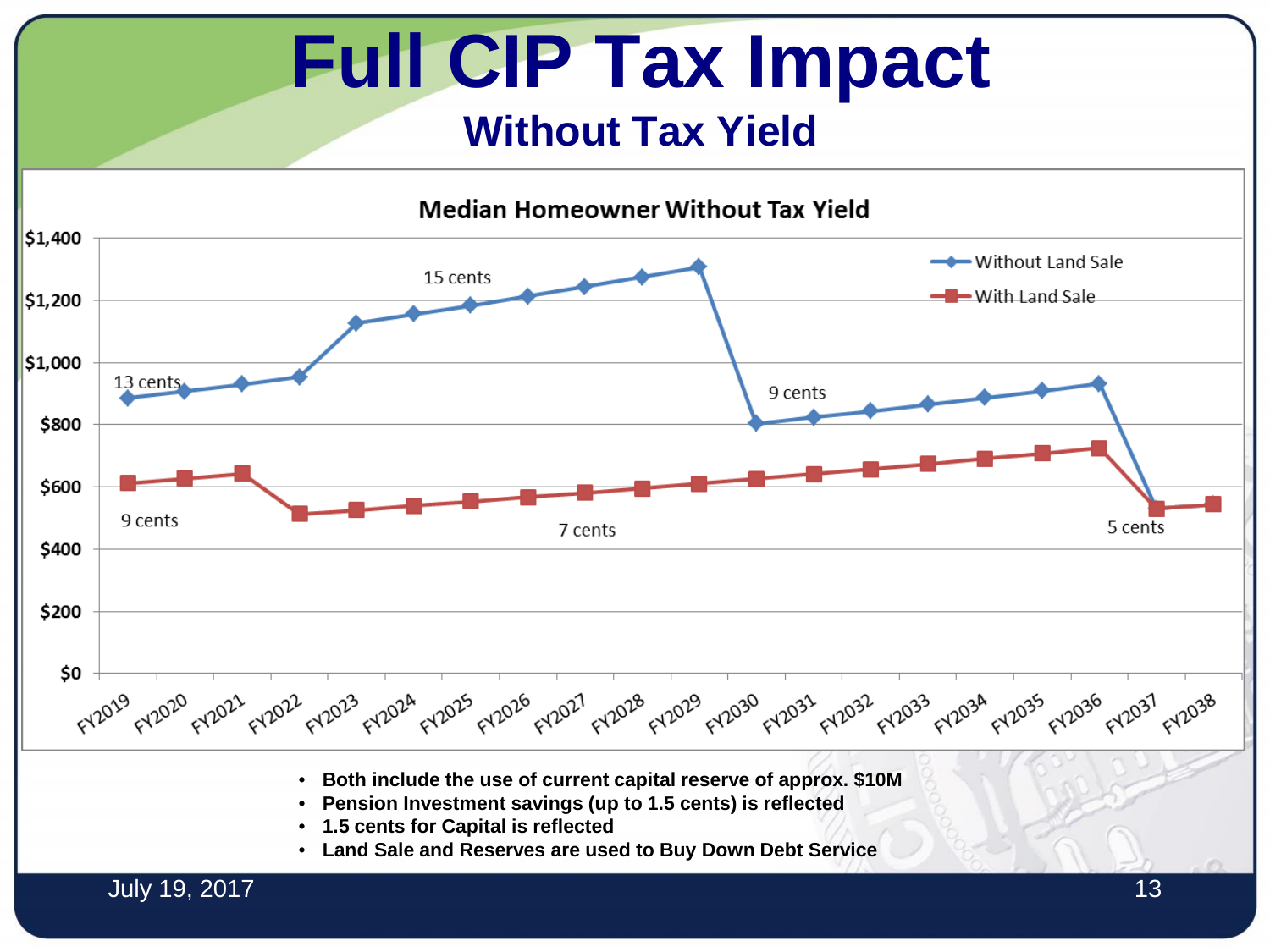# Full CIP Tax Impact

## Without Tax Yield

**Median Homeowner Without Tax Yield**

| Fiscal Year | Without Land Sale | With Land Sale |
|---|---|---|
| FY2019 | ~$885 | ~$610 |
| FY2020 | ~$905 | ~$625 |
| FY2021 | ~$930 | ~$640 |
| FY2022 | ~$955 | ~$510 |
| FY2023 | ~$1,125 | ~$525 |
| FY2024 | ~$1,155 | ~$540 |
| FY2025 | ~$1,185 | ~$550 |
| FY2026 | ~$1,215 | ~$565 |
| FY2027 | ~$1,245 | ~$580 |
| FY2028 | ~$1,275 | ~$595 |
| FY2029 | ~$1,305 | ~$610 |
| FY2030 | ~$805 | ~$625 |
| FY2031 | ~$825 | ~$640 |
| FY2032 | ~$845 | ~$655 |
| FY2033 | ~$865 | ~$675 |
| FY2034 | ~$885 | ~$690 |
| FY2035 | ~$910 | ~$705 |
| FY2036 | ~$935 | ~$725 |
| FY2037 | ~$530 | ~$530 |
| FY2038 | ~$545 | ~$545 |

Chart annotations — Without Land Sale: 13 cents (FY2019–FY2022), 15 cents (FY2023–FY2029), 9 cents (FY2030–FY2036); With Land Sale: 9 cents (FY2019–FY2021), 7 cents (FY2022–FY2036); 5 cents (FY2037–FY2038).

- **Both include the use of current capital reserve of approx. $10M**
- **Pension Investment savings (up to 1.5 cents) is reflected**
- **1.5 cents for Capital is reflected**
- **Land Sale and Reserves are used to Buy Down Debt Service**

July 19, 2017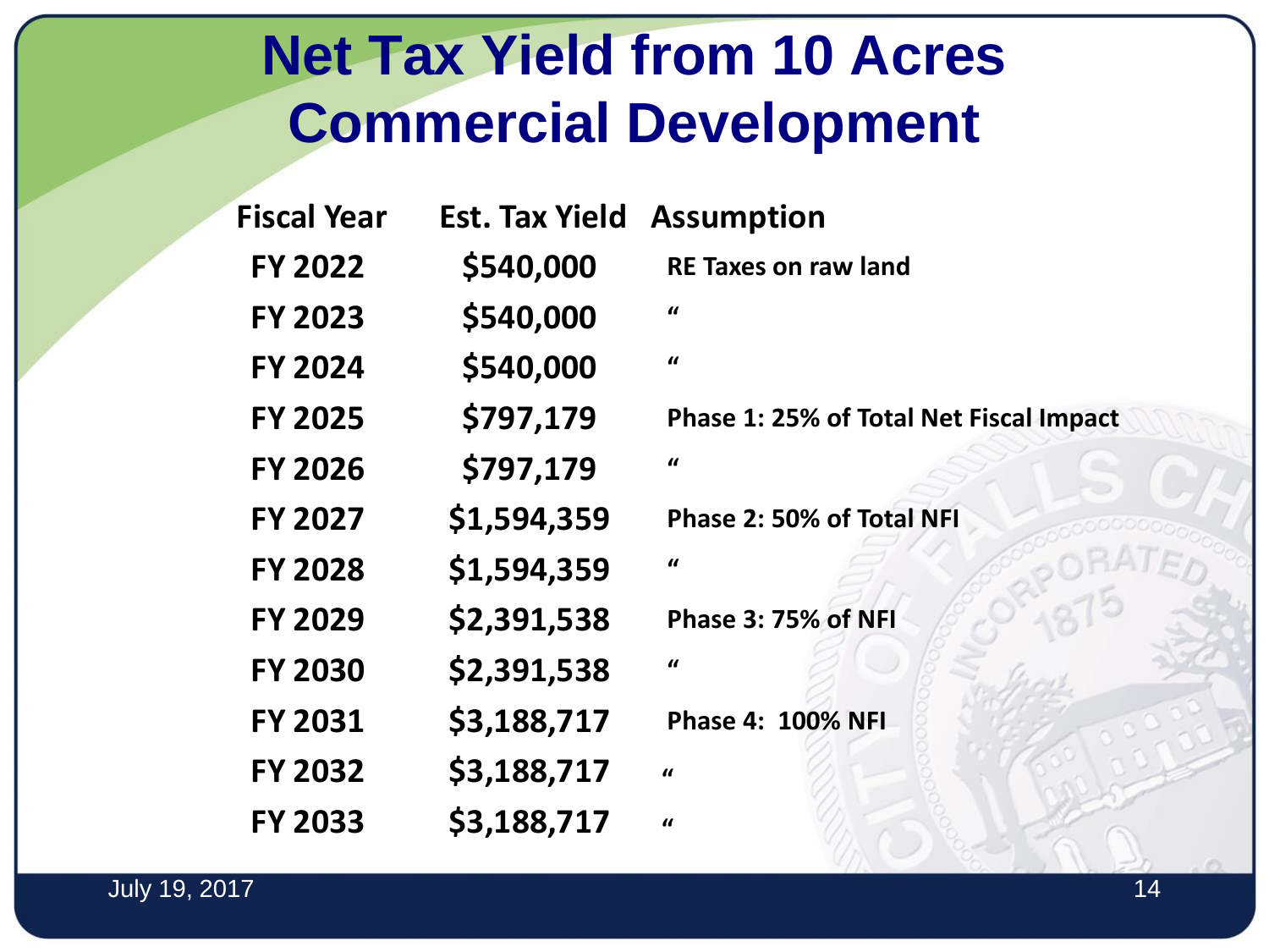# Net Tax Yield from 10 Acres Commercial Development

| Fiscal Year | Est. Tax Yield | Assumption |
|---|---|---|
| FY 2022 | $540,000 | RE Taxes on raw land |
| FY 2023 | $540,000 | “ |
| FY 2024 | $540,000 | “ |
| FY 2025 | $797,179 | Phase 1: 25% of Total Net Fiscal Impact |
| FY 2026 | $797,179 | “ |
| FY 2027 | $1,594,359 | Phase 2: 50% of Total NFI |
| FY 2028 | $1,594,359 | “ |
| FY 2029 | $2,391,538 | Phase 3: 75% of NFI |
| FY 2030 | $2,391,538 | “ |
| FY 2031 | $3,188,717 | Phase 4: 100% NFI |
| FY 2032 | $3,188,717 | “ |
| FY 2033 | $3,188,717 | “ |

July 19, 2017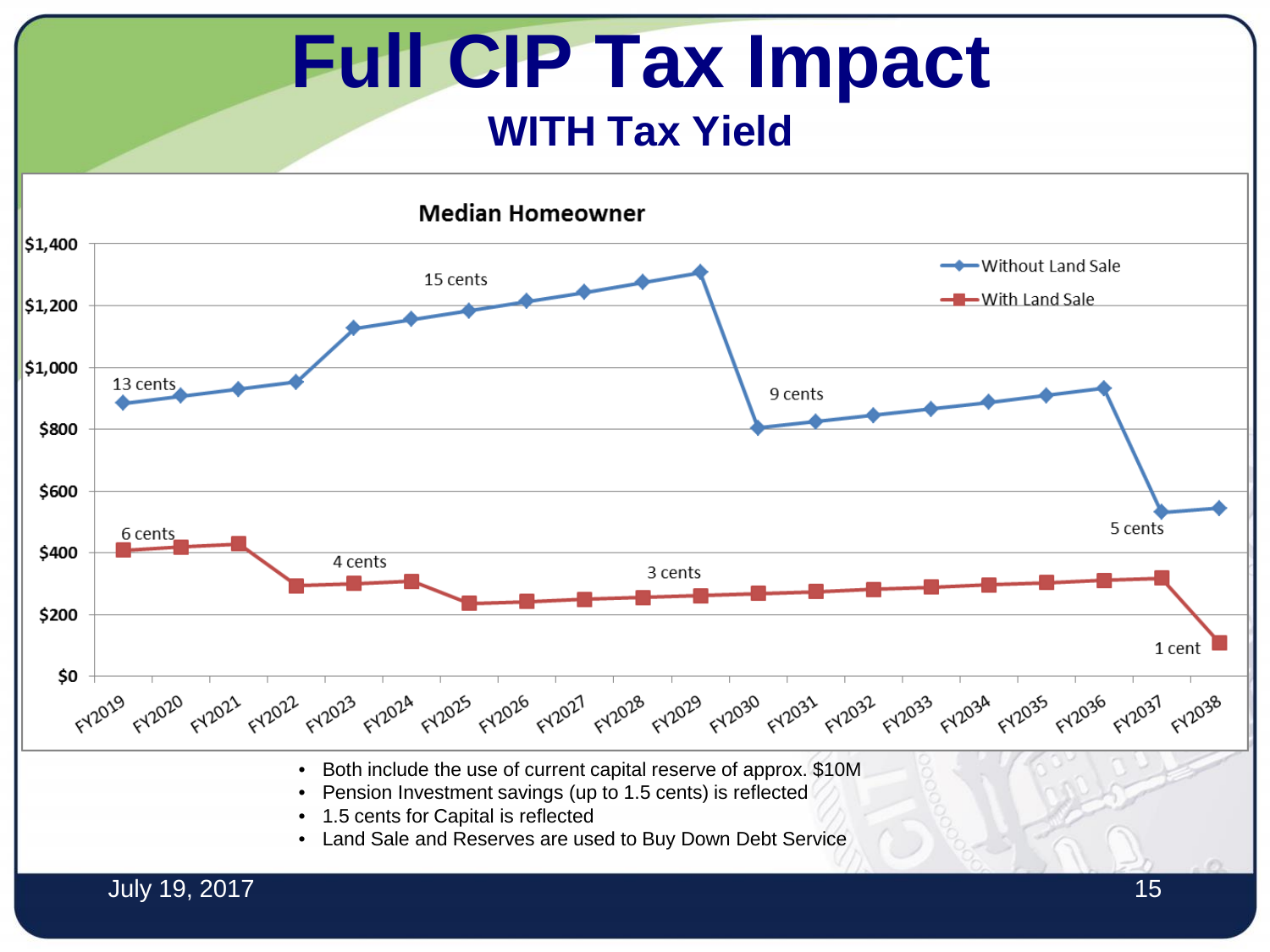# Full CIP Tax Impact

## WITH Tax Yield

**Median Homeowner**

| | FY2019 | FY2020 | FY2021 | FY2022 | FY2023 | FY2024 | FY2025 | FY2026 | FY2027 | FY2028 | FY2029 | FY2030 | FY2031 | FY2032 | FY2033 | FY2034 | FY2035 | FY2036 | FY2037 | FY2038 |
|---|---|---|---|---|---|---|---|---|---|---|---|---|---|---|---|---|---|---|---|---|
| Without Land Sale | 13 cents | | | | 15 cents | | | | | | | 9 cents | | | | | | | 5 cents | |
| With Land Sale | 6 cents | | | 4 cents | | | 3 cents | | | | | | | | | | | | | 1 cent |

- Both include the use of current capital reserve of approx. $10M
- Pension Investment savings (up to 1.5 cents) is reflected
- 1.5 cents for Capital is reflected
- Land Sale and Reserves are used to Buy Down Debt Service

July 19, 2017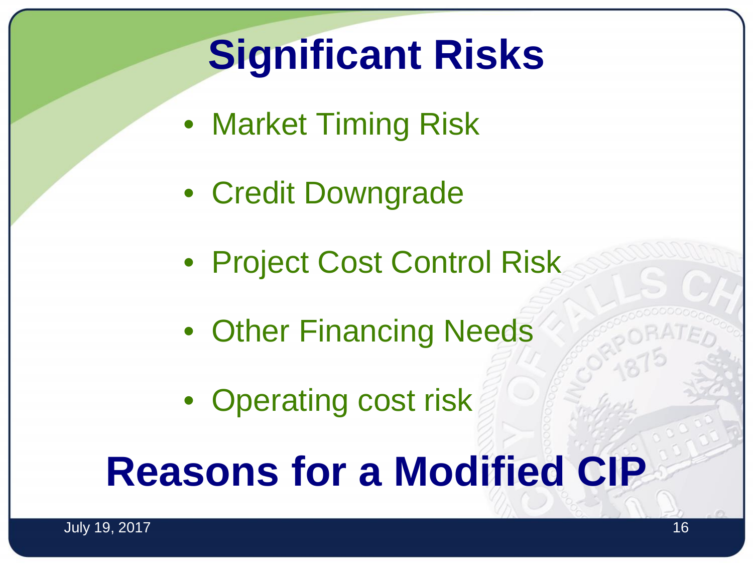# Significant Risks

- Market Timing Risk
- Credit Downgrade
- Project Cost Control Risk
- Other Financing Needs
- Operating cost risk

# Reasons for a Modified CIP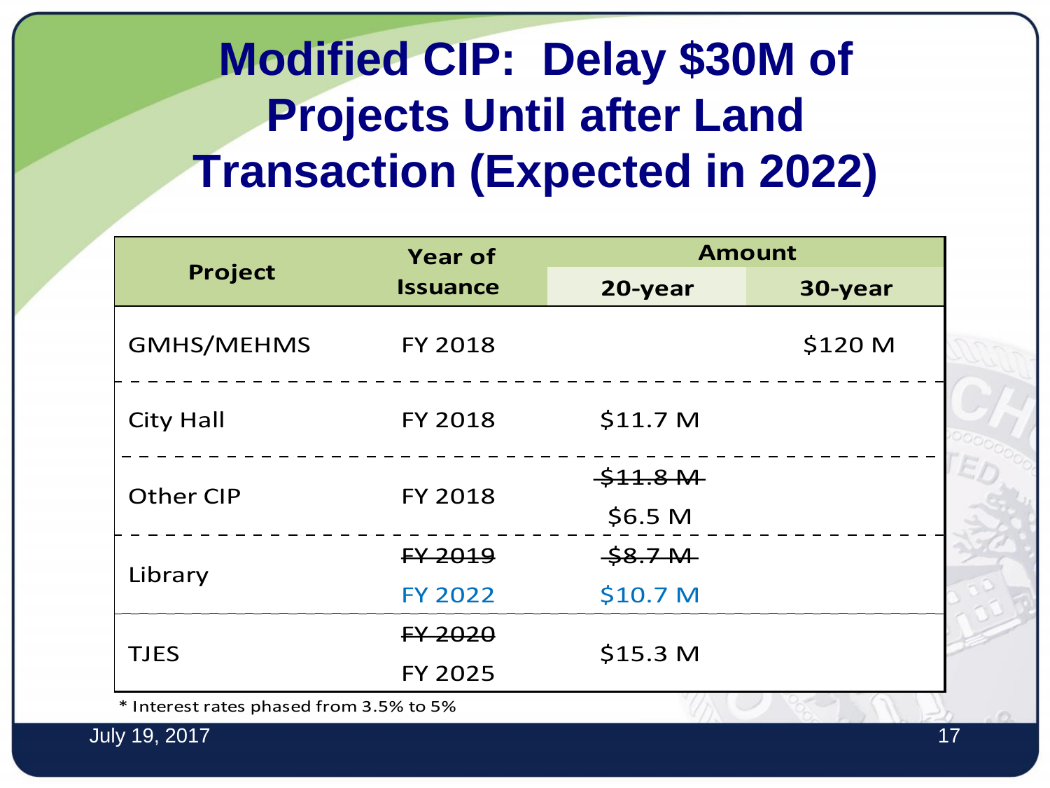# Modified CIP: Delay $30M of Projects Until after Land Transaction (Expected in 2022)

| Project | Year of Issuance | Amount | |
|---|---|---|---|
| | | 20-year | 30-year |
| GMHS/MEHMS | FY 2018 | | $120 M |
| City Hall | FY 2018 | $11.7 M | |
| Other CIP | FY 2018 | ~~$11.8 M~~ $6.5 M | |
| Library | ~~FY 2019~~ FY 2022 | ~~$8.7 M~~ $10.7 M | |
| TJES | ~~FY 2020~~ FY 2025 | $15.3 M | |

* Interest rates phased from 3.5% to 5%

July 19, 2017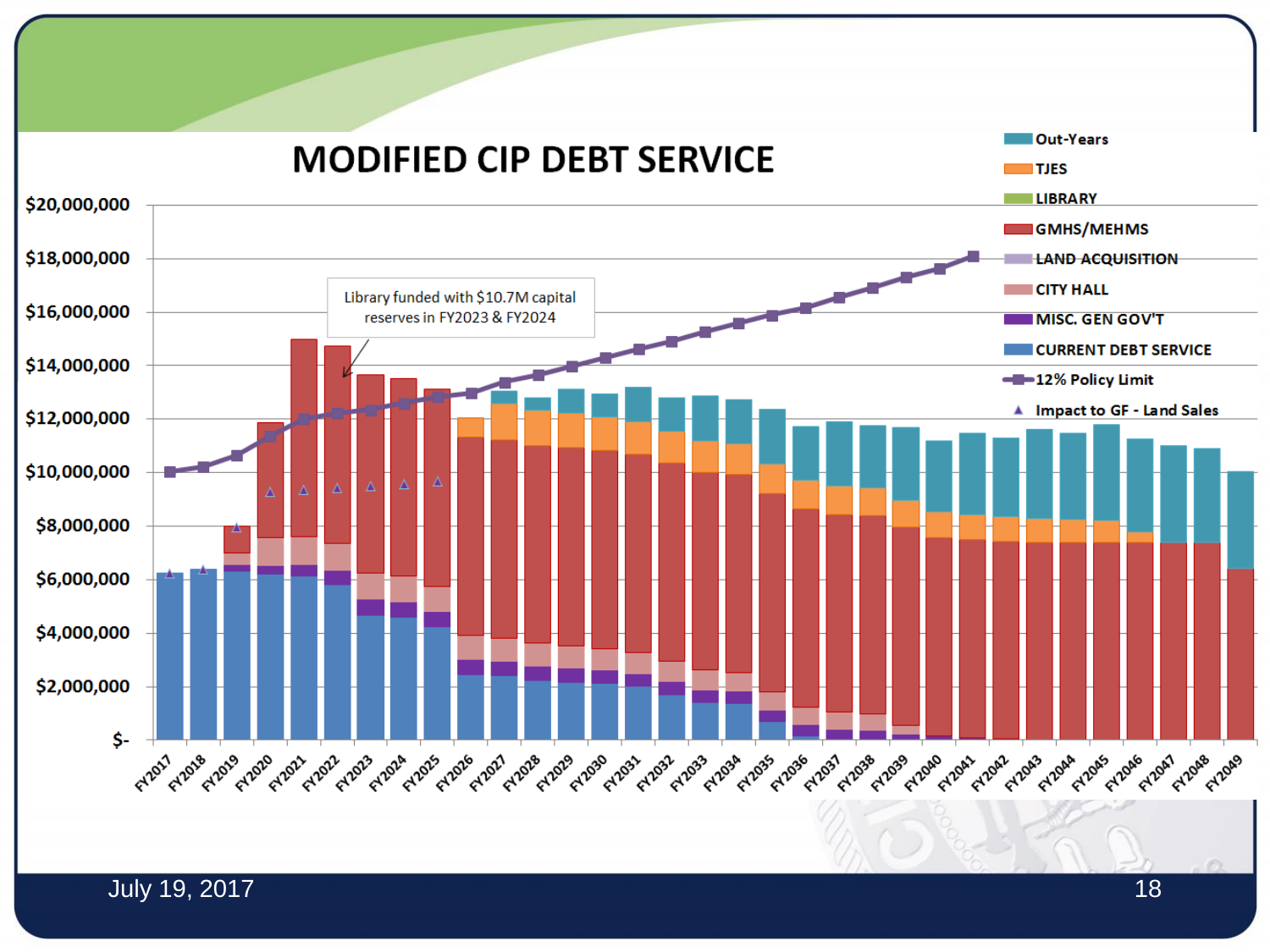# MODIFIED CIP DEBT SERVICE

Library funded with $10.7M capital reserves in FY2023 & FY2024

Legend:
- Out-Years
- TJES
- LIBRARY
- GMHS/MEHMS
- LAND ACQUISITION
- CITY HALL
- MISC. GEN GOV'T
- CURRENT DEBT SERVICE
- 12% Policy Limit
- Impact to GF - Land Sales

Y-axis: $-, $2,000,000, $4,000,000, $6,000,000, $8,000,000, $10,000,000, $12,000,000, $14,000,000, $16,000,000, $18,000,000, $20,000,000

X-axis: FY2017, FY2018, FY2019, FY2020, FY2021, FY2022, FY2023, FY2024, FY2025, FY2026, FY2027, FY2028, FY2029, FY2030, FY2031, FY2032, FY2033, FY2034, FY2035, FY2036, FY2037, FY2038, FY2039, FY2040, FY2041, FY2042, FY2043, FY2044, FY2045, FY2046, FY2047, FY2048, FY2049

July 19, 2017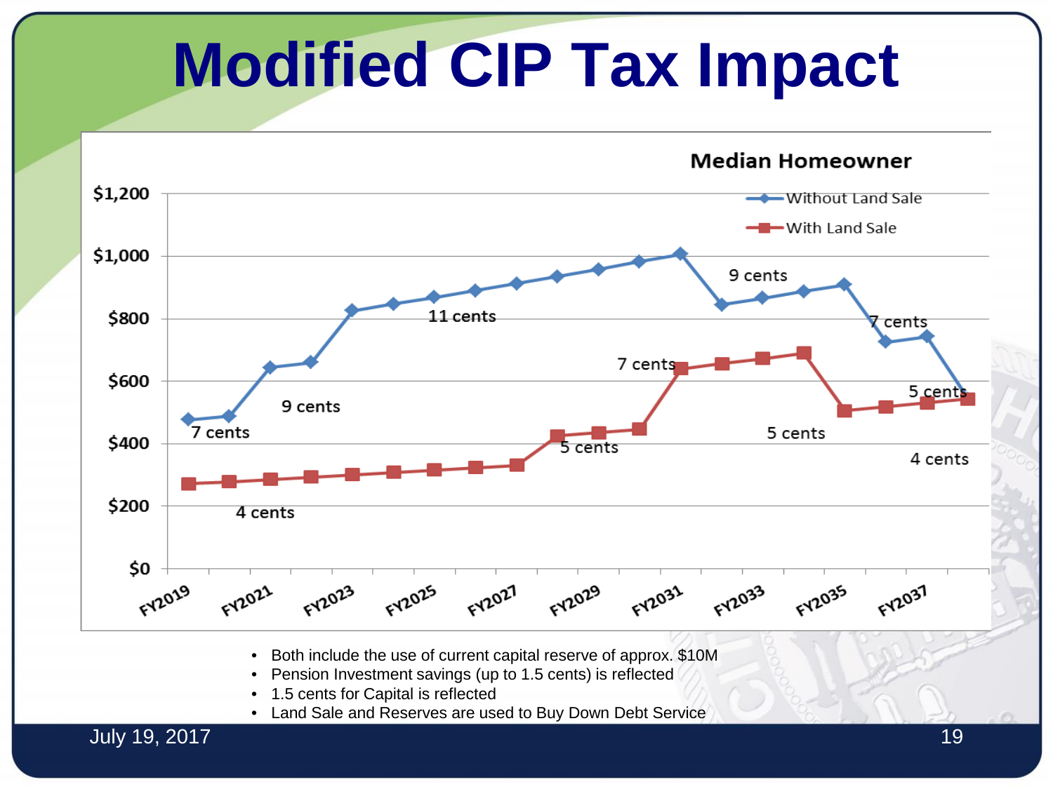# Modified CIP Tax Impact

**Median Homeowner**

- Without Land Sale
- With Land Sale

$1,200 · $1,000 · $800 · $600 · $400 · $200 · $0

FY2019 · FY2021 · FY2023 · FY2025 · FY2027 · FY2029 · FY2031 · FY2033 · FY2035 · FY2037

Without Land Sale: 7 cents · 9 cents · 11 cents · 9 cents · 7 cents · 5 cents

With Land Sale: 4 cents · 5 cents · 7 cents · 5 cents · 4 cents

- Both include the use of current capital reserve of approx. $10M
- Pension Investment savings (up to 1.5 cents) is reflected
- 1.5 cents for Capital is reflected
- Land Sale and Reserves are used to Buy Down Debt Service

July 19, 2017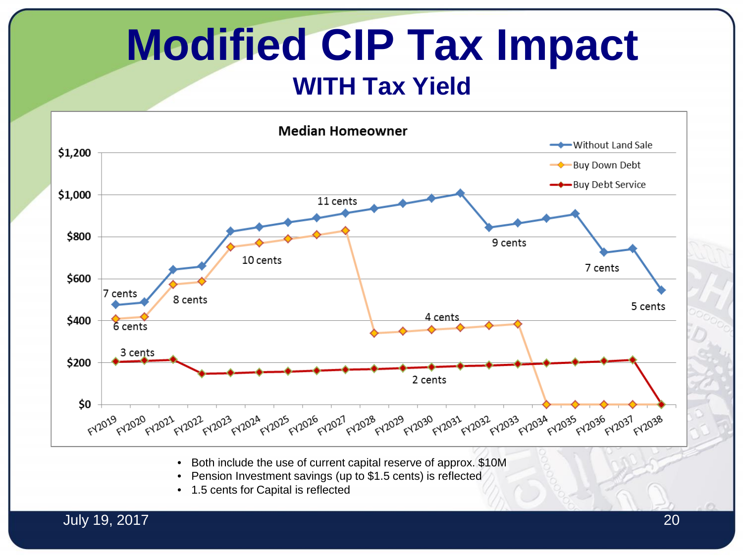# Modified CIP Tax Impact

## WITH Tax Yield

**Median Homeowner**

Legend: Without Land Sale; Buy Down Debt; Buy Debt Service

Without Land Sale: 7 cents, 8 cents, 11 cents, 9 cents, 7 cents, 5 cents

Buy Down Debt: 6 cents, 10 cents, 4 cents

Buy Debt Service: 3 cents, 2 cents

Y-axis: $0, $200, $400, $600, $800, $1,000, $1,200

X-axis: FY2019, FY2020, FY2021, FY2022, FY2023, FY2024, FY2025, FY2026, FY2027, FY2028, FY2029, FY2030, FY2031, FY2032, FY2033, FY2034, FY2035, FY2036, FY2037, FY2038

- Both include the use of current capital reserve of approx. $10M
- Pension Investment savings (up to $1.5 cents) is reflected
- 1.5 cents for Capital is reflected

July 19, 2017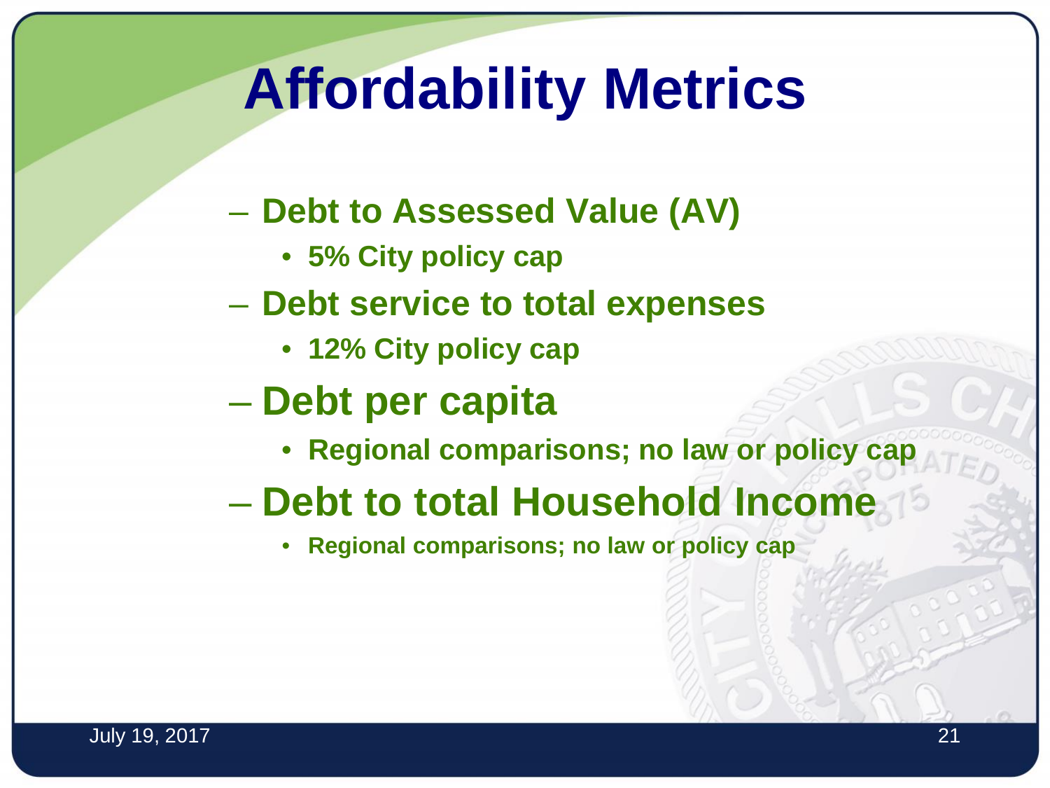# Affordability Metrics

- **Debt to Assessed Value (AV)**
  - **5% City policy cap**
- **Debt service to total expenses**
  - **12% City policy cap**
- **Debt per capita**
  - **Regional comparisons; no law or policy cap**
- **Debt to total Household Income**
  - **Regional comparisons; no law or policy cap**

July 19, 2017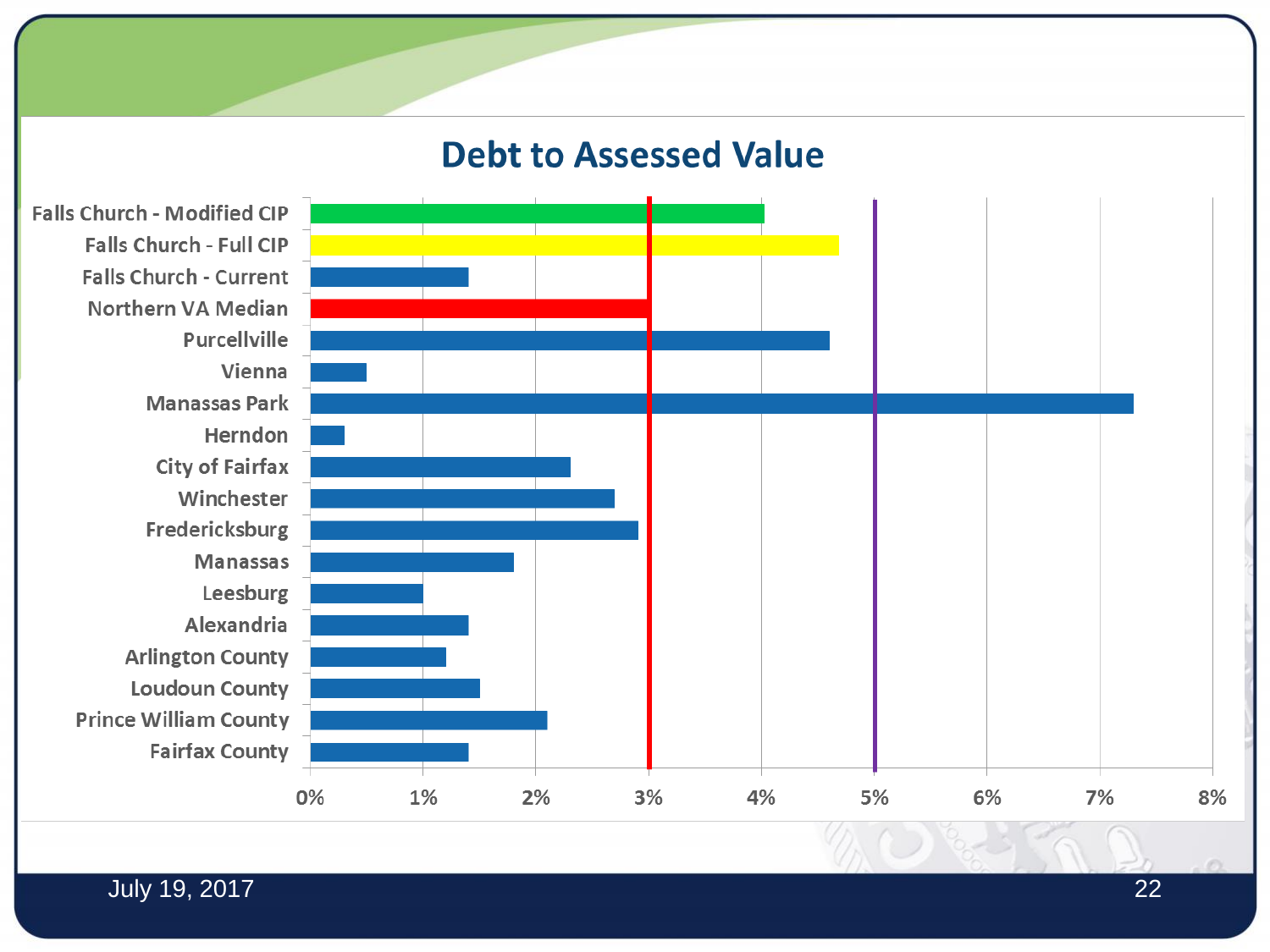# Debt to Assessed Value

| Entity | Debt to Assessed Value |
| --- | --- |
| Falls Church - Modified CIP | ~4.0% |
| Falls Church - Full CIP | ~4.7% |
| Falls Church - Current | ~1.4% |
| Northern VA Median | ~3.0% |
| Purcellville | ~4.6% |
| Vienna | ~0.5% |
| Manassas Park | ~7.3% |
| Herndon | ~0.3% |
| City of Fairfax | ~2.3% |
| Winchester | ~2.7% |
| Fredericksburg | ~2.9% |
| Manassas | ~1.8% |
| Leesburg | ~1.0% |
| Alexandria | ~1.4% |
| Arlington County | ~1.2% |
| Loudoun County | ~1.5% |
| Prince William County | ~2.1% |
| Fairfax County | ~1.4% |

July 19, 2017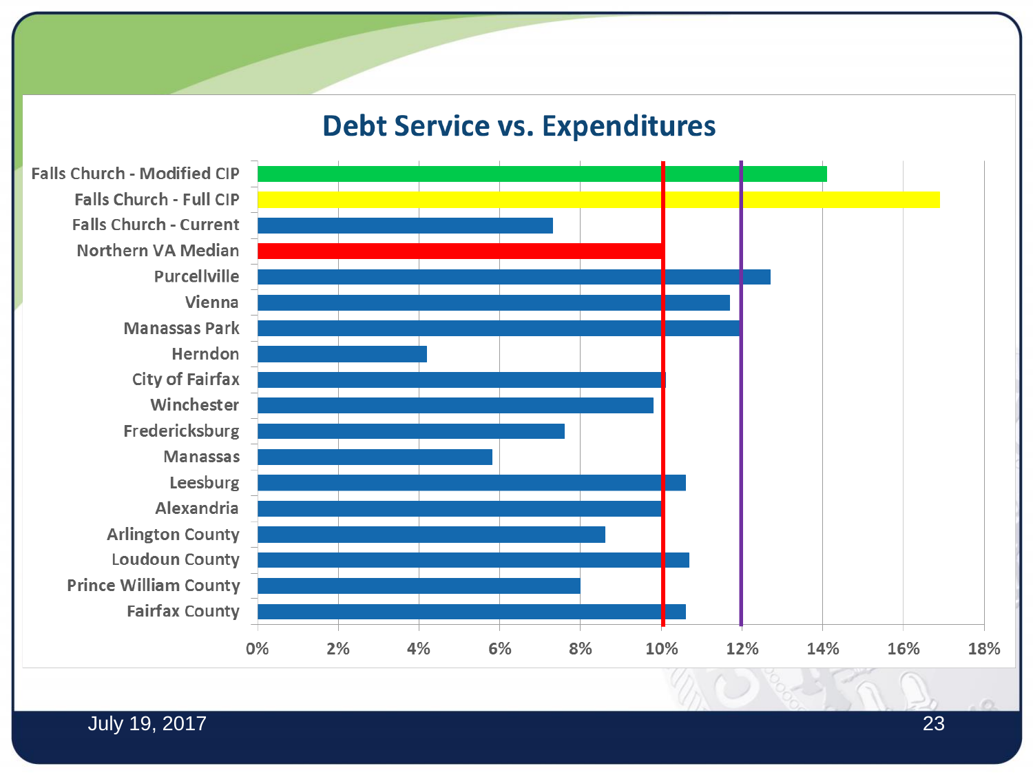# Debt Service vs. Expenditures

| Jurisdiction | Debt Service vs. Expenditures |
|---|---|
| Falls Church - Modified CIP | ~14.1% |
| Falls Church - Full CIP | ~16.9% |
| Falls Church - Current | ~7.3% |
| Northern VA Median | ~10.0% |
| Purcellville | ~12.7% |
| Vienna | ~11.7% |
| Manassas Park | ~12.0% |
| Herndon | ~4.2% |
| City of Fairfax | ~10.1% |
| Winchester | ~9.8% |
| Fredericksburg | ~7.6% |
| Manassas | ~5.8% |
| Leesburg | ~10.6% |
| Alexandria | ~10.0% |
| Arlington County | ~8.6% |
| Loudoun County | ~10.7% |
| Prince William County | ~8.0% |
| Fairfax County | ~10.6% |

July 19, 2017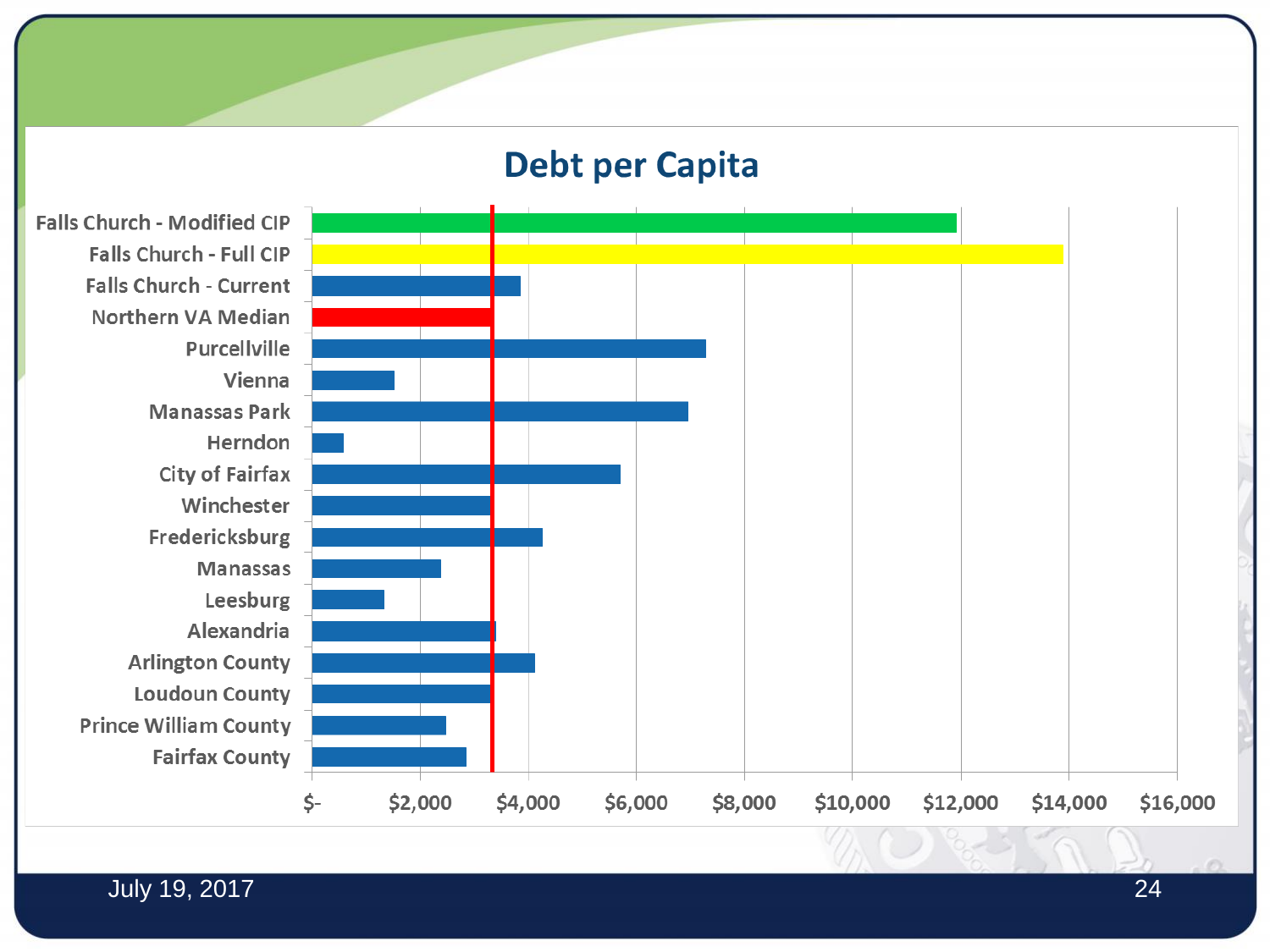# Debt per Capita

| Jurisdiction |
|---|
| Falls Church - Modified CIP |
| Falls Church - Full CIP |
| Falls Church - Current |
| Northern VA Median |
| Purcellville |
| Vienna |
| Manassas Park |
| Herndon |
| City of Fairfax |
| Winchester |
| Fredericksburg |
| Manassas |
| Leesburg |
| Alexandria |
| Arlington County |
| Loudoun County |
| Prince William County |
| Fairfax County |

$- $2,000 $4,000 $6,000 $8,000 $10,000 $12,000 $14,000 $16,000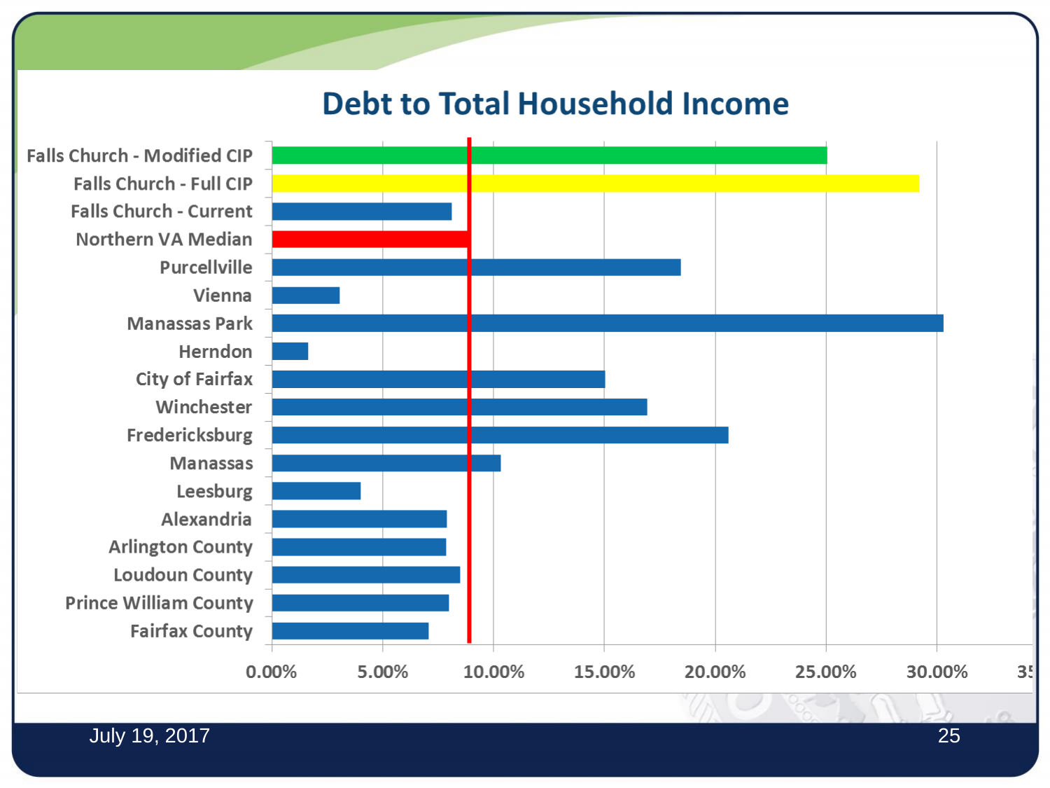# Debt to Total Household Income

Falls Church - Modified CIP
Falls Church - Full CIP
Falls Church - Current
Northern VA Median
Purcellville
Vienna
Manassas Park
Herndon
City of Fairfax
Winchester
Fredericksburg
Manassas
Leesburg
Alexandria
Arlington County
Loudoun County
Prince William County
Fairfax County

0.00% 5.00% 10.00% 15.00% 20.00% 25.00% 30.00% 35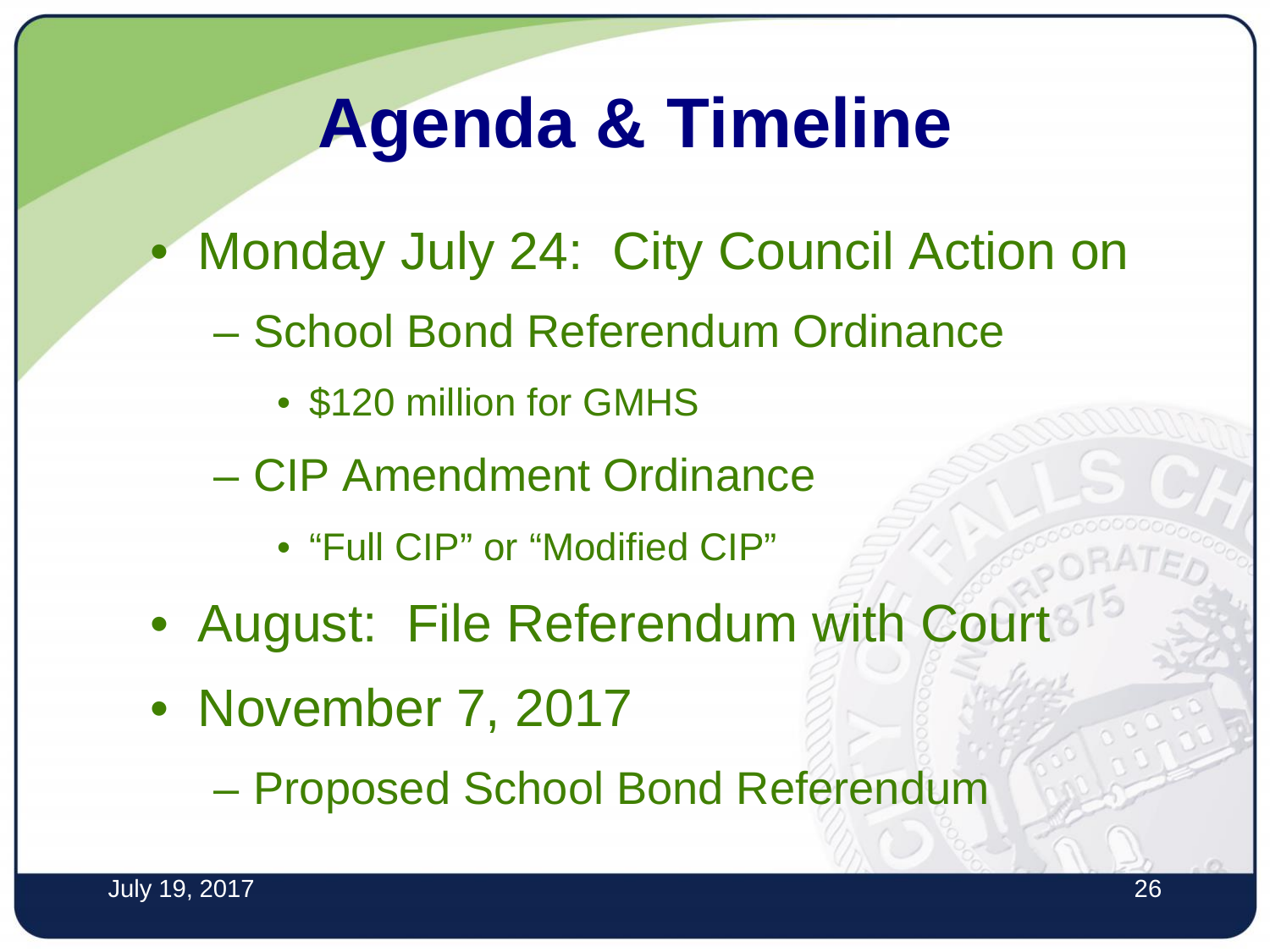# Agenda & Timeline

- Monday July 24: City Council Action on
  - School Bond Referendum Ordinance
    - $120 million for GMHS
  - CIP Amendment Ordinance
    - “Full CIP” or “Modified CIP”
- August: File Referendum with Court
- November 7, 2017
  - Proposed School Bond Referendum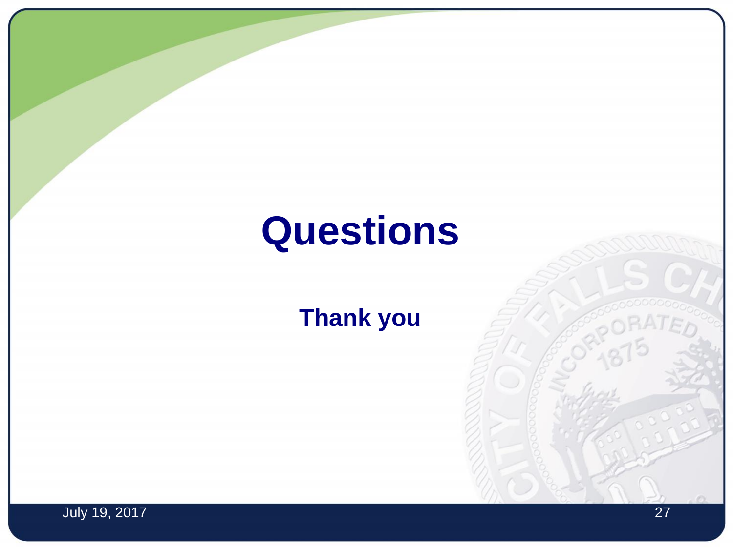# Questions

**Thank you**